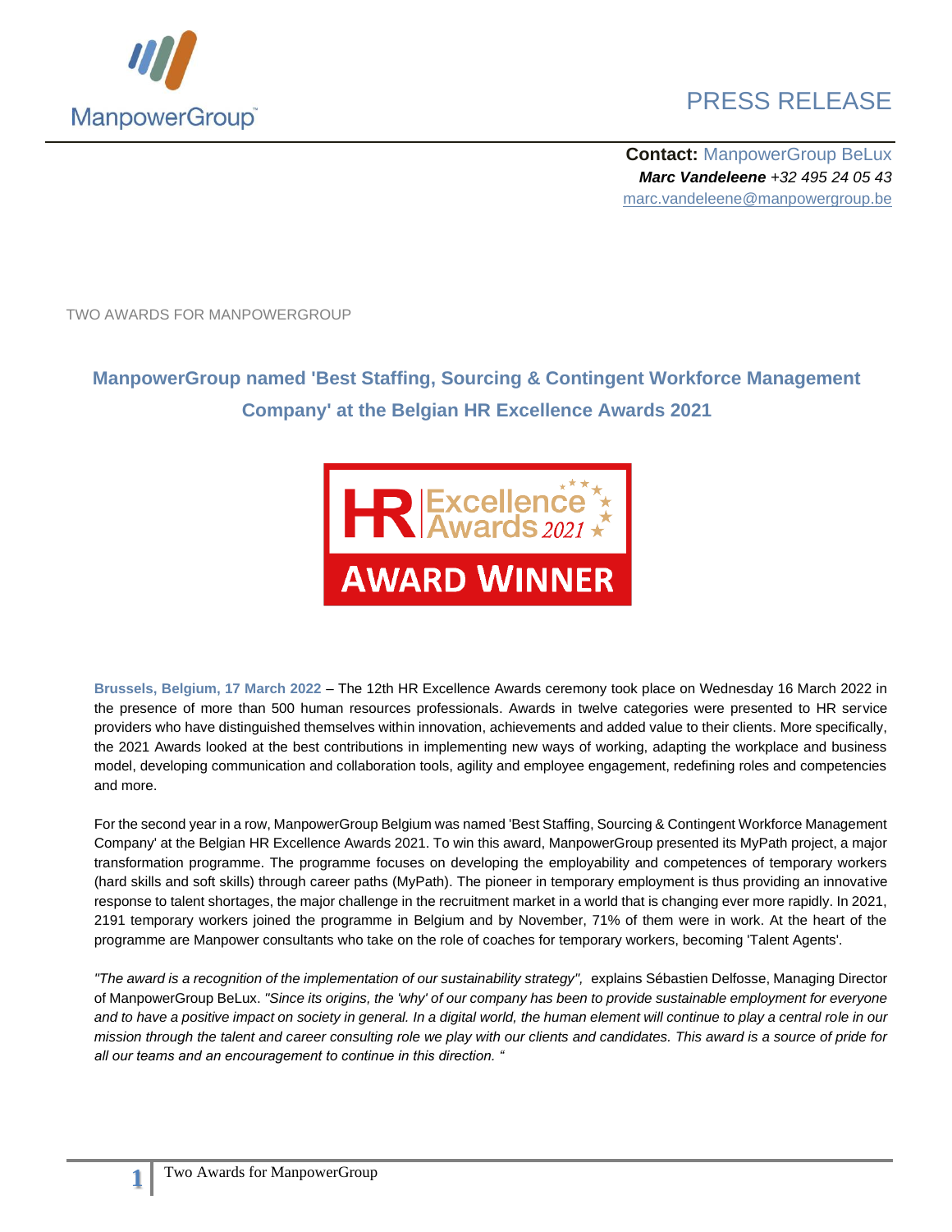ManpowerGroup™

PRESS RELEASE

**Contact:** ManpowerGroup BeLux
***Marc Vandeleene*** *+32 495 24 05 43*
marc.vandeleene@manpowergroup.be

TWO AWARDS FOR MANPOWERGROUP

## ManpowerGroup named 'Best Staffing, Sourcing & Contingent Workforce Management Company' at the Belgian HR Excellence Awards 2021

HR Excellence Awards 2021
AWARD WINNER

**Brussels, Belgium, 17 March 2022** – The 12th HR Excellence Awards ceremony took place on Wednesday 16 March 2022 in the presence of more than 500 human resources professionals. Awards in twelve categories were presented to HR service providers who have distinguished themselves within innovation, achievements and added value to their clients. More specifically, the 2021 Awards looked at the best contributions in implementing new ways of working, adapting the workplace and business model, developing communication and collaboration tools, agility and employee engagement, redefining roles and competencies and more.

For the second year in a row, ManpowerGroup Belgium was named 'Best Staffing, Sourcing & Contingent Workforce Management Company' at the Belgian HR Excellence Awards 2021. To win this award, ManpowerGroup presented its MyPath project, a major transformation programme. The programme focuses on developing the employability and competences of temporary workers (hard skills and soft skills) through career paths (MyPath). The pioneer in temporary employment is thus providing an innovative response to talent shortages, the major challenge in the recruitment market in a world that is changing ever more rapidly. In 2021, 2191 temporary workers joined the programme in Belgium and by November, 71% of them were in work. At the heart of the programme are Manpower consultants who take on the role of coaches for temporary workers, becoming 'Talent Agents'.

*"The award is a recognition of the implementation of our sustainability strategy",* explains Sébastien Delfosse, Managing Director of ManpowerGroup BeLux. *"Since its origins, the 'why' of our company has been to provide sustainable employment for everyone and to have a positive impact on society in general. In a digital world, the human element will continue to play a central role in our mission through the talent and career consulting role we play with our clients and candidates. This award is a source of pride for all our teams and an encouragement to continue in this direction. "*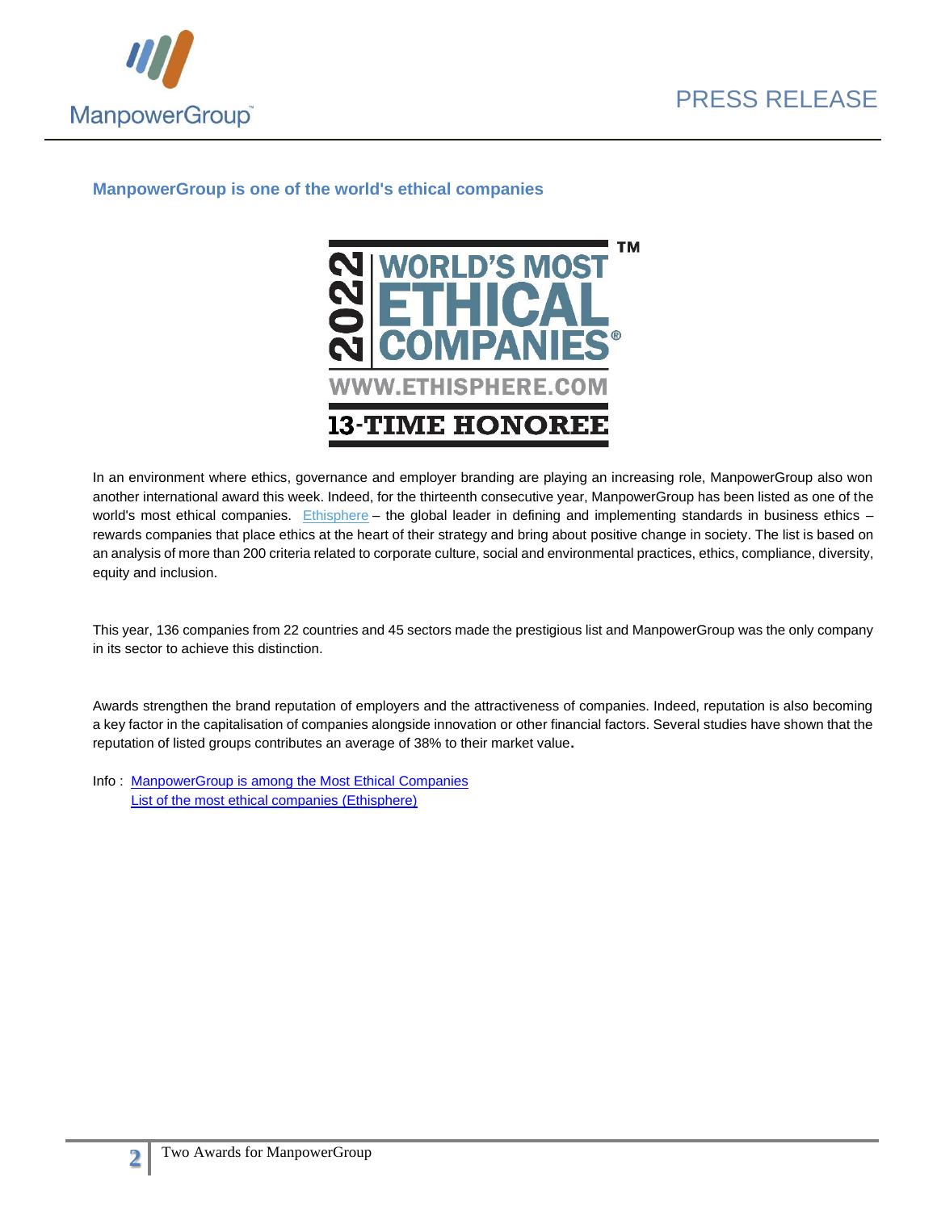## ManpowerGroup is one of the world's ethical companies

In an environment where ethics, governance and employer branding are playing an increasing role, ManpowerGroup also won another international award this week. Indeed, for the thirteenth consecutive year, ManpowerGroup has been listed as one of the world's most ethical companies. Ethisphere – the global leader in defining and implementing standards in business ethics – rewards companies that place ethics at the heart of their strategy and bring about positive change in society. The list is based on an analysis of more than 200 criteria related to corporate culture, social and environmental practices, ethics, compliance, diversity, equity and inclusion.

This year, 136 companies from 22 countries and 45 sectors made the prestigious list and ManpowerGroup was the only company in its sector to achieve this distinction.

Awards strengthen the brand reputation of employers and the attractiveness of companies. Indeed, reputation is also becoming a key factor in the capitalisation of companies alongside innovation or other financial factors. Several studies have shown that the reputation of listed groups contributes an average of 38% to their market value.

Info : ManpowerGroup is among the Most Ethical Companies
List of the most ethical companies (Ethisphere)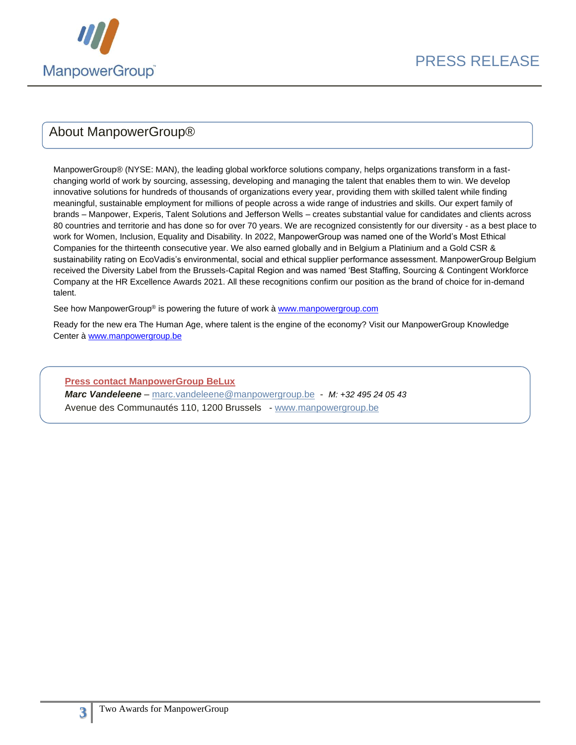## About ManpowerGroup®

ManpowerGroup® (NYSE: MAN), the leading global workforce solutions company, helps organizations transform in a fast-changing world of work by sourcing, assessing, developing and managing the talent that enables them to win. We develop innovative solutions for hundreds of thousands of organizations every year, providing them with skilled talent while finding meaningful, sustainable employment for millions of people across a wide range of industries and skills. Our expert family of brands – Manpower, Experis, Talent Solutions and Jefferson Wells – creates substantial value for candidates and clients across 80 countries and territorie and has done so for over 70 years. We are recognized consistently for our diversity - as a best place to work for Women, Inclusion, Equality and Disability. In 2022, ManpowerGroup was named one of the World's Most Ethical Companies for the thirteenth consecutive year. We also earned globally and in Belgium a Platinium and a Gold CSR & sustainability rating on EcoVadis's environmental, social and ethical supplier performance assessment. ManpowerGroup Belgium received the Diversity Label from the Brussels-Capital Region and was named 'Best Staffing, Sourcing & Contingent Workforce Company at the HR Excellence Awards 2021. All these recognitions confirm our position as the brand of choice for in-demand talent.

See how ManpowerGroup® is powering the future of work à www.manpowergroup.com

Ready for the new era The Human Age, where talent is the engine of the economy? Visit our ManpowerGroup Knowledge Center à www.manpowergroup.be

**Press contact ManpowerGroup BeLux**
***Marc Vandeleene*** – marc.vandeleene@manpowergroup.be - *M: +32 495 24 05 43*
Avenue des Communautés 110, 1200 Brussels - www.manpowergroup.be